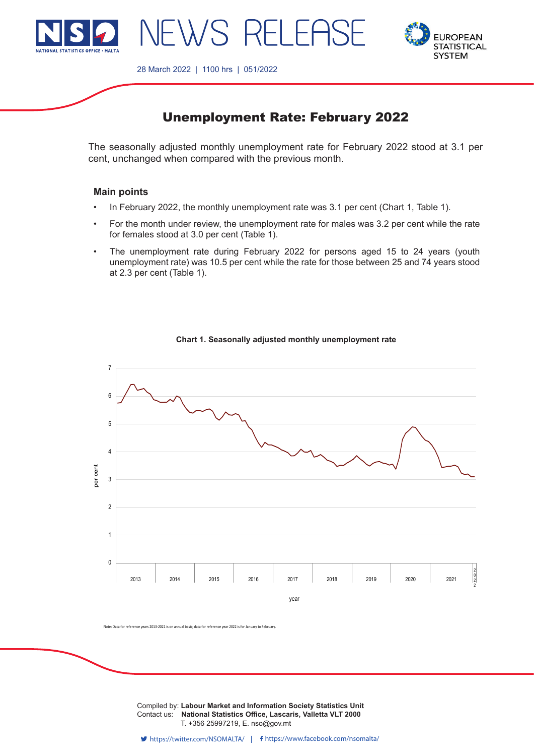NEWS RELEASE

28 March 2022 | 1100 hrs | 051/2022

# Unemployment Rate: February 2022

The seasonally adjusted monthly unemployment rate for February 2022 stood at 3.1 per cent, unchanged when compared with the previous month.

### Main points

- In February 2022, the monthly unemployment rate was 3.1 per cent (Chart 1, Table 1).
- For the month under review, the unemployment rate for males was 3.2 per cent while the rate for females stood at 3.0 per cent (Table 1).
- The unemployment rate during February 2022 for persons aged 15 to 24 years (youth unemployment rate) was 10.5 per cent while the rate for those between 25 and 74 years stood at 2.3 per cent (Table 1).

**Chart 1. Seasonally adjusted monthly unemployment rate**

Note: Data for reference years 2013-2021 is on annual basis; data for reference year 2022 is for January to February.

Compiled by: **Labour Market and Information Society Statistics Unit**
Contact us: **National Statistics Office, Lascaris, Valletta VLT 2000**
T. +356 25997219, E. nso@gov.mt

https://twitter.com/NSOMALTA/ | https://www.facebook.com/nsomalta/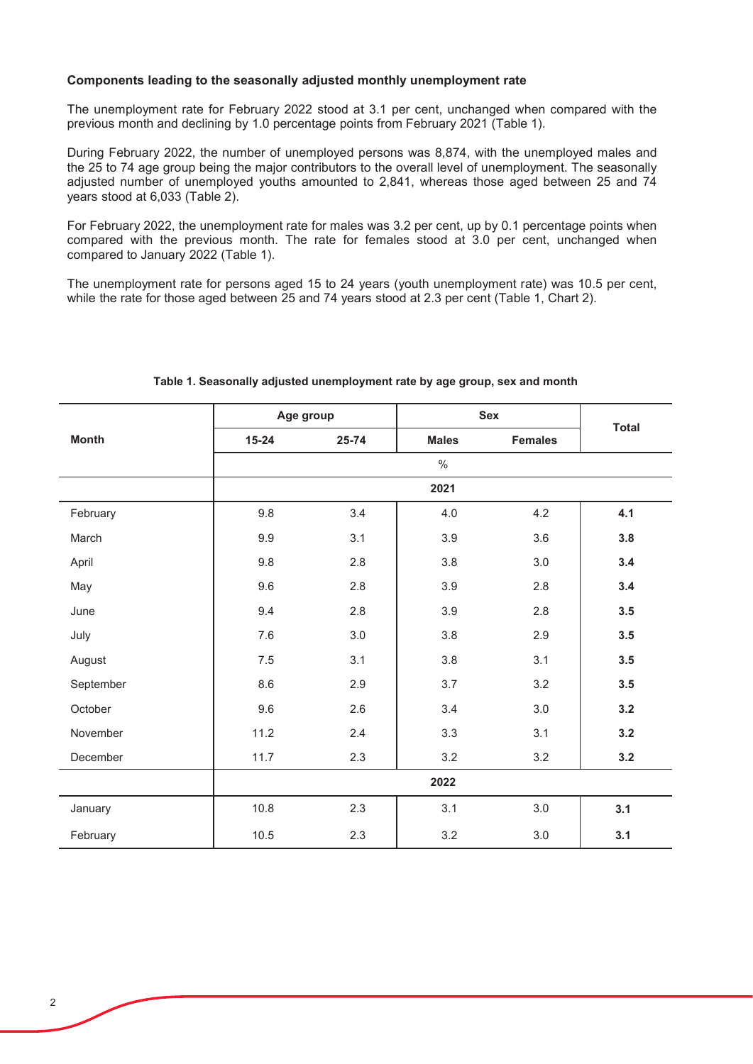**Components leading to the seasonally adjusted monthly unemployment rate**

The unemployment rate for February 2022 stood at 3.1 per cent, unchanged when compared with the previous month and declining by 1.0 percentage points from February 2021 (Table 1).

During February 2022, the number of unemployed persons was 8,874, with the unemployed males and the 25 to 74 age group being the major contributors to the overall level of unemployment. The seasonally adjusted number of unemployed youths amounted to 2,841, whereas those aged between 25 and 74 years stood at 6,033 (Table 2).

For February 2022, the unemployment rate for males was 3.2 per cent, up by 0.1 percentage points when compared with the previous month. The rate for females stood at 3.0 per cent, unchanged when compared to January 2022 (Table 1).

The unemployment rate for persons aged 15 to 24 years (youth unemployment rate) was 10.5 per cent, while the rate for those aged between 25 and 74 years stood at 2.3 per cent (Table 1, Chart 2).

**Table 1. Seasonally adjusted unemployment rate by age group, sex and month**

| Month | Age group | | Sex | | Total |
|---|---|---|---|---|---|
| | 15-24 | 25-74 | Males | Females | |
| | % | | | | |
| | 2021 | | | | |
| February | 9.8 | 3.4 | 4.0 | 4.2 | **4.1** |
| March | 9.9 | 3.1 | 3.9 | 3.6 | **3.8** |
| April | 9.8 | 2.8 | 3.8 | 3.0 | **3.4** |
| May | 9.6 | 2.8 | 3.9 | 2.8 | **3.4** |
| June | 9.4 | 2.8 | 3.9 | 2.8 | **3.5** |
| July | 7.6 | 3.0 | 3.8 | 2.9 | **3.5** |
| August | 7.5 | 3.1 | 3.8 | 3.1 | **3.5** |
| September | 8.6 | 2.9 | 3.7 | 3.2 | **3.5** |
| October | 9.6 | 2.6 | 3.4 | 3.0 | **3.2** |
| November | 11.2 | 2.4 | 3.3 | 3.1 | **3.2** |
| December | 11.7 | 2.3 | 3.2 | 3.2 | **3.2** |
| | 2022 | | | | |
| January | 10.8 | 2.3 | 3.1 | 3.0 | **3.1** |
| February | 10.5 | 2.3 | 3.2 | 3.0 | **3.1** |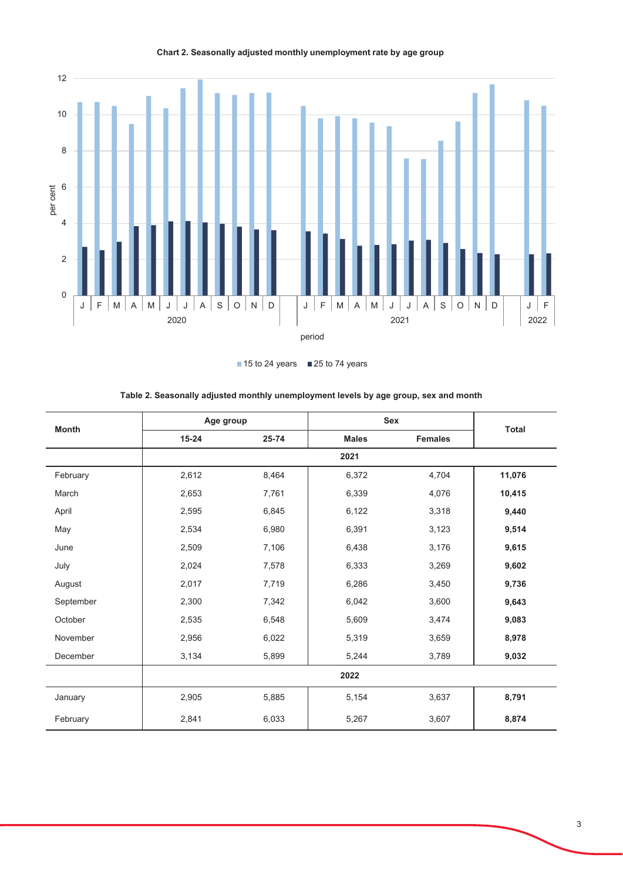**Chart 2. Seasonally adjusted monthly unemployment rate by age group**

**Table 2. Seasonally adjusted monthly unemployment levels by age group, sex and month**

| Month | Age group | | Sex | | Total |
|---|---|---|---|---|---|
| | 15-24 | 25-74 | Males | Females | |
| | | | **2021** | | |
| February | 2,612 | 8,464 | 6,372 | 4,704 | **11,076** |
| March | 2,653 | 7,761 | 6,339 | 4,076 | **10,415** |
| April | 2,595 | 6,845 | 6,122 | 3,318 | **9,440** |
| May | 2,534 | 6,980 | 6,391 | 3,123 | **9,514** |
| June | 2,509 | 7,106 | 6,438 | 3,176 | **9,615** |
| July | 2,024 | 7,578 | 6,333 | 3,269 | **9,602** |
| August | 2,017 | 7,719 | 6,286 | 3,450 | **9,736** |
| September | 2,300 | 7,342 | 6,042 | 3,600 | **9,643** |
| October | 2,535 | 6,548 | 5,609 | 3,474 | **9,083** |
| November | 2,956 | 6,022 | 5,319 | 3,659 | **8,978** |
| December | 3,134 | 5,899 | 5,244 | 3,789 | **9,032** |
| | | | **2022** | | |
| January | 2,905 | 5,885 | 5,154 | 3,637 | **8,791** |
| February | 2,841 | 6,033 | 5,267 | 3,607 | **8,874** |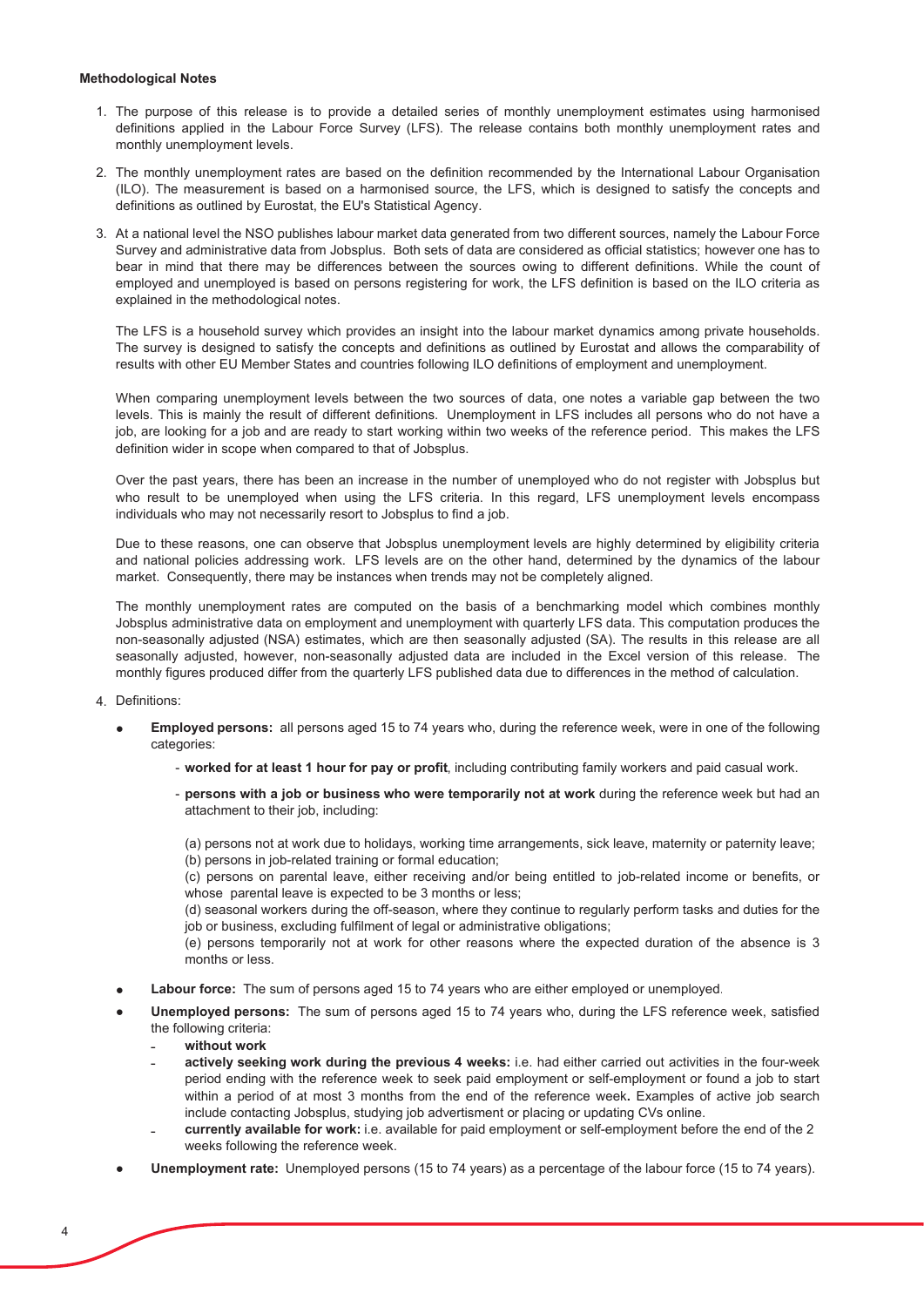**Methodological Notes**

1. The purpose of this release is to provide a detailed series of monthly unemployment estimates using harmonised definitions applied in the Labour Force Survey (LFS). The release contains both monthly unemployment rates and monthly unemployment levels.

2. The monthly unemployment rates are based on the definition recommended by the International Labour Organisation (ILO). The measurement is based on a harmonised source, the LFS, which is designed to satisfy the concepts and definitions as outlined by Eurostat, the EU's Statistical Agency.

3. At a national level the NSO publishes labour market data generated from two different sources, namely the Labour Force Survey and administrative data from Jobsplus. Both sets of data are considered as official statistics; however one has to bear in mind that there may be differences between the sources owing to different definitions. While the count of employed and unemployed is based on persons registering for work, the LFS definition is based on the ILO criteria as explained in the methodological notes.

   The LFS is a household survey which provides an insight into the labour market dynamics among private households. The survey is designed to satisfy the concepts and definitions as outlined by Eurostat and allows the comparability of results with other EU Member States and countries following ILO definitions of employment and unemployment.

   When comparing unemployment levels between the two sources of data, one notes a variable gap between the two levels. This is mainly the result of different definitions. Unemployment in LFS includes all persons who do not have a job, are looking for a job and are ready to start working within two weeks of the reference period. This makes the LFS definition wider in scope when compared to that of Jobsplus.

   Over the past years, there has been an increase in the number of unemployed who do not register with Jobsplus but who result to be unemployed when using the LFS criteria. In this regard, LFS unemployment levels encompass individuals who may not necessarily resort to Jobsplus to find a job.

   Due to these reasons, one can observe that Jobsplus unemployment levels are highly determined by eligibility criteria and national policies addressing work. LFS levels are on the other hand, determined by the dynamics of the labour market. Consequently, there may be instances when trends may not be completely aligned.

   The monthly unemployment rates are computed on the basis of a benchmarking model which combines monthly Jobsplus administrative data on employment and unemployment with quarterly LFS data. This computation produces the non-seasonally adjusted (NSA) estimates, which are then seasonally adjusted (SA). The results in this release are all seasonally adjusted, however, non-seasonally adjusted data are included in the Excel version of this release. The monthly figures produced differ from the quarterly LFS published data due to differences in the method of calculation.

4. Definitions:

   - **Employed persons:** all persons aged 15 to 74 years who, during the reference week, were in one of the following categories:
     - **worked for at least 1 hour for pay or profit**, including contributing family workers and paid casual work.
     - **persons with a job or business who were temporarily not at work** during the reference week but had an attachment to their job, including:

       (a) persons not at work due to holidays, working time arrangements, sick leave, maternity or paternity leave;
       (b) persons in job-related training or formal education;
       (c) persons on parental leave, either receiving and/or being entitled to job-related income or benefits, or whose parental leave is expected to be 3 months or less;
       (d) seasonal workers during the off-season, where they continue to regularly perform tasks and duties for the job or business, excluding fulfilment of legal or administrative obligations;
       (e) persons temporarily not at work for other reasons where the expected duration of the absence is 3 months or less.

   - **Labour force:** The sum of persons aged 15 to 74 years who are either employed or unemployed.
   - **Unemployed persons:** The sum of persons aged 15 to 74 years who, during the LFS reference week, satisfied the following criteria:
     - **without work**
     - **actively seeking work during the previous 4 weeks:** i.e. had either carried out activities in the four-week period ending with the reference week to seek paid employment or self-employment or found a job to start within a period of at most 3 months from the end of the reference week**.** Examples of active job search include contacting Jobsplus, studying job advertisment or placing or updating CVs online.
     - **currently available for work:** i.e. available for paid employment or self-employment before the end of the 2 weeks following the reference week.
   - **Unemployment rate:** Unemployed persons (15 to 74 years) as a percentage of the labour force (15 to 74 years).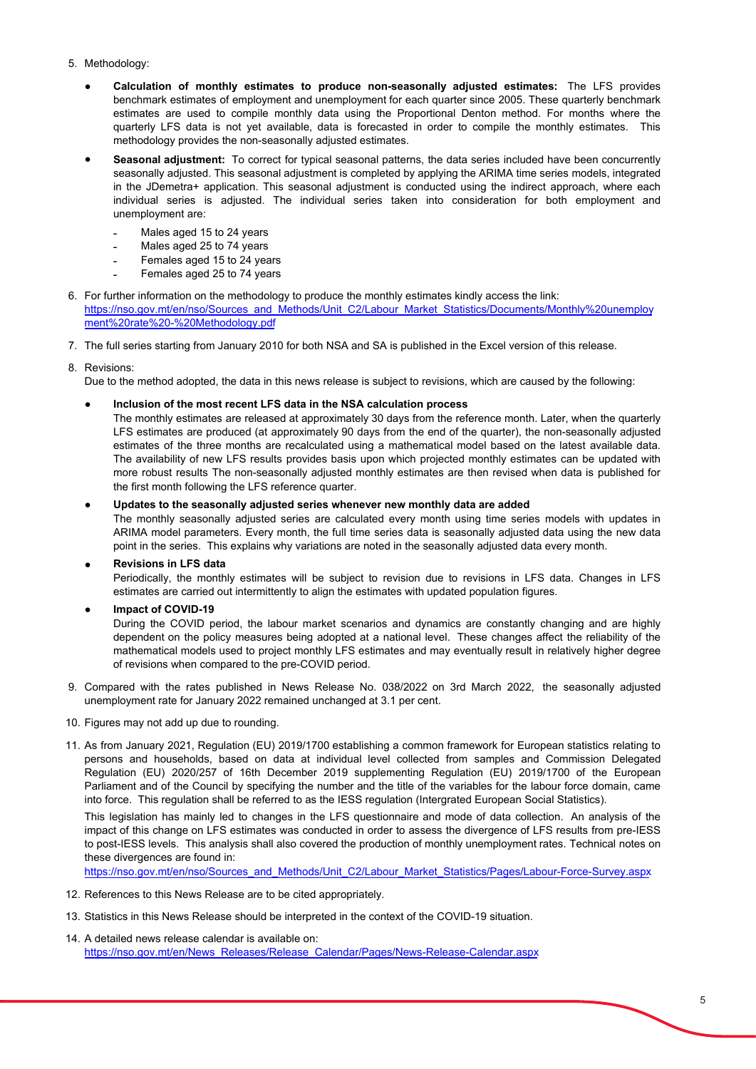5. Methodology:

   - **Calculation of monthly estimates to produce non-seasonally adjusted estimates:** The LFS provides benchmark estimates of employment and unemployment for each quarter since 2005. These quarterly benchmark estimates are used to compile monthly data using the Proportional Denton method. For months where the quarterly LFS data is not yet available, data is forecasted in order to compile the monthly estimates. This methodology provides the non-seasonally adjusted estimates.
   - **Seasonal adjustment:** To correct for typical seasonal patterns, the data series included have been concurrently seasonally adjusted. This seasonal adjustment is completed by applying the ARIMA time series models, integrated in the JDemetra+ application. This seasonal adjustment is conducted using the indirect approach, where each individual series is adjusted. The individual series taken into consideration for both employment and unemployment are:
     - Males aged 15 to 24 years
     - Males aged 25 to 74 years
     - Females aged 15 to 24 years
     - Females aged 25 to 74 years

6. For further information on the methodology to produce the monthly estimates kindly access the link: https://nso.gov.mt/en/nso/Sources_and_Methods/Unit_C2/Labour_Market_Statistics/Documents/Monthly%20unemployment%20rate%20-%20Methodology.pdf

7. The full series starting from January 2010 for both NSA and SA is published in the Excel version of this release.

8. Revisions:
   Due to the method adopted, the data in this news release is subject to revisions, which are caused by the following:

   - **Inclusion of the most recent LFS data in the NSA calculation process**
     The monthly estimates are released at approximately 30 days from the reference month. Later, when the quarterly LFS estimates are produced (at approximately 90 days from the end of the quarter), the non-seasonally adjusted estimates of the three months are recalculated using a mathematical model based on the latest available data. The availability of new LFS results provides basis upon which projected monthly estimates can be updated with more robust results The non-seasonally adjusted monthly estimates are then revised when data is published for the first month following the LFS reference quarter.
   - **Updates to the seasonally adjusted series whenever new monthly data are added**
     The monthly seasonally adjusted series are calculated every month using time series models with updates in ARIMA model parameters. Every month, the full time series data is seasonally adjusted data using the new data point in the series. This explains why variations are noted in the seasonally adjusted data every month.
   - **Revisions in LFS data**
     Periodically, the monthly estimates will be subject to revision due to revisions in LFS data. Changes in LFS estimates are carried out intermittently to align the estimates with updated population figures.
   - **Impact of COVID-19**
     During the COVID period, the labour market scenarios and dynamics are constantly changing and are highly dependent on the policy measures being adopted at a national level. These changes affect the reliability of the mathematical models used to project monthly LFS estimates and may eventually result in relatively higher degree of revisions when compared to the pre-COVID period.

9. Compared with the rates published in News Release No. 038/2022 on 3rd March 2022, the seasonally adjusted unemployment rate for January 2022 remained unchanged at 3.1 per cent.

10. Figures may not add up due to rounding.

11. As from January 2021, Regulation (EU) 2019/1700 establishing a common framework for European statistics relating to persons and households, based on data at individual level collected from samples and Commission Delegated Regulation (EU) 2020/257 of 16th December 2019 supplementing Regulation (EU) 2019/1700 of the European Parliament and of the Council by specifying the number and the title of the variables for the labour force domain, came into force. This regulation shall be referred to as the IESS regulation (Intergrated European Social Statistics).

    This legislation has mainly led to changes in the LFS questionnaire and mode of data collection. An analysis of the impact of this change on LFS estimates was conducted in order to assess the divergence of LFS results from pre-IESS to post-IESS levels. This analysis shall also covered the production of monthly unemployment rates. Technical notes on these divergences are found in:
    https://nso.gov.mt/en/nso/Sources_and_Methods/Unit_C2/Labour_Market_Statistics/Pages/Labour-Force-Survey.aspx

12. References to this News Release are to be cited appropriately.

13. Statistics in this News Release should be interpreted in the context of the COVID-19 situation.

14. A detailed news release calendar is available on:
    https://nso.gov.mt/en/News_Releases/Release_Calendar/Pages/News-Release-Calendar.aspx